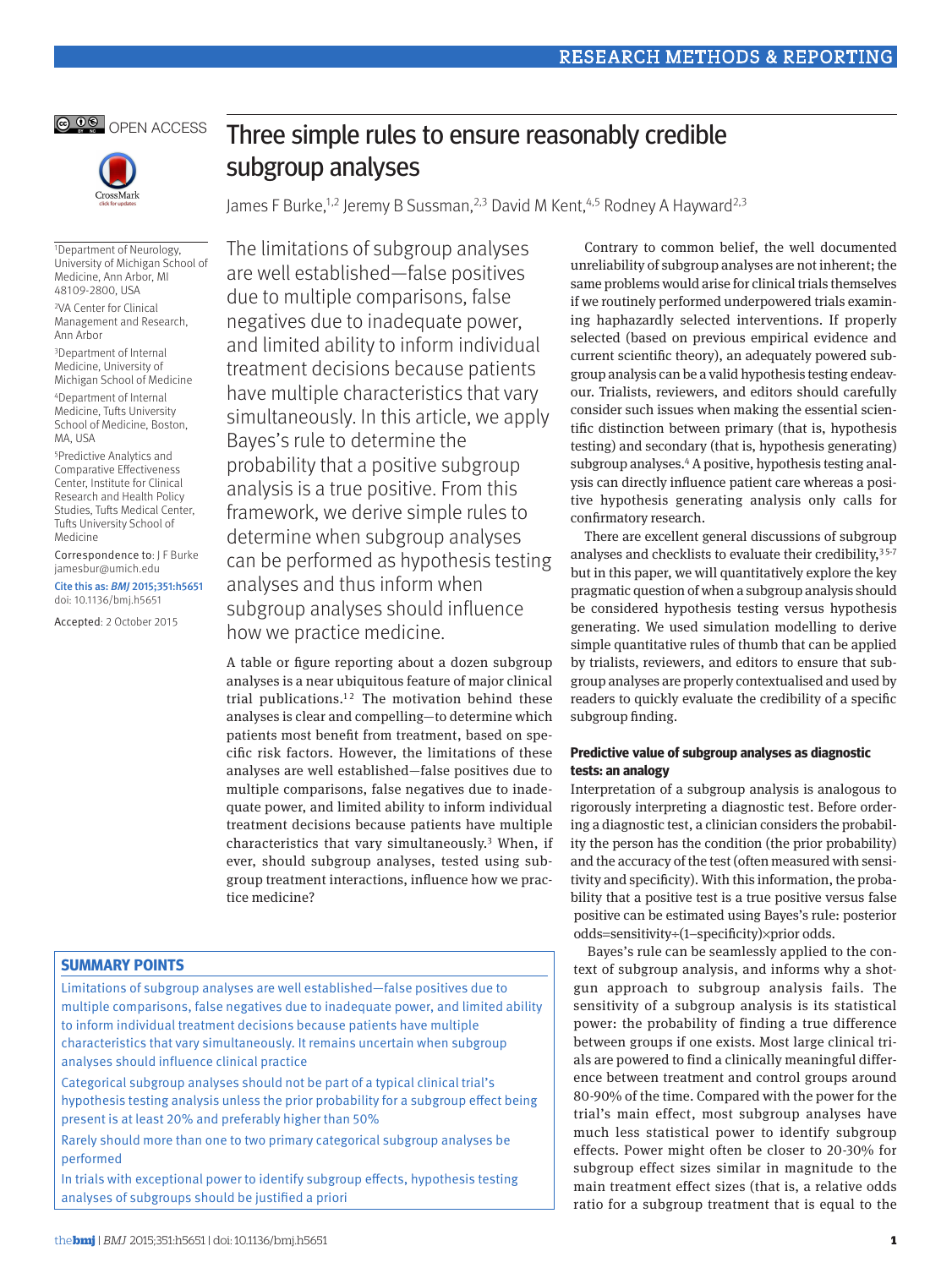# Three simple rules to ensure reasonably credible subgroup analyses

James F Burke,[1,2] Jeremy B Sussman,[2,3] David M Kent,[4,5] Rodney A Hayward[2,3]

[1]Department of Neurology, University of Michigan School of Medicine, Ann Arbor, MI 48109-2800, USA

[2]VA Center for Clinical Management and Research, Ann Arbor

[3]Department of Internal Medicine, University of Michigan School of Medicine

[4]Department of Internal Medicine, Tufts University School of Medicine, Boston, MA, USA

[5]Predictive Analytics and Comparative Effectiveness Center, Institute for Clinical Research and Health Policy Studies, Tufts Medical Center, Tufts University School of Medicine

Correspondence to: J F Burke jamesbur@umich.edu

Cite this as: *BMJ* 2015;351:h5651 doi: 10.1136/bmj.h5651

Accepted: 2 October 2015

The limitations of subgroup analyses are well established—false positives due to multiple comparisons, false negatives due to inadequate power, and limited ability to inform individual treatment decisions because patients have multiple characteristics that vary simultaneously. In this article, we apply Bayes's rule to determine the probability that a positive subgroup analysis is a true positive. From this framework, we derive simple rules to determine when subgroup analyses can be performed as hypothesis testing analyses and thus inform when subgroup analyses should influence how we practice medicine.

A table or figure reporting about a dozen subgroup analyses is a near ubiquitous feature of major clinical trial publications.[1,2] The motivation behind these analyses is clear and compelling—to determine which patients most benefit from treatment, based on specific risk factors. However, the limitations of these analyses are well established—false positives due to multiple comparisons, false negatives due to inadequate power, and limited ability to inform individual treatment decisions because patients have multiple characteristics that vary simultaneously.[3] When, if ever, should subgroup analyses, tested using subgroup treatment interactions, influence how we practice medicine?

## SUMMARY POINTS

- Limitations of subgroup analyses are well established—false positives due to multiple comparisons, false negatives due to inadequate power, and limited ability to inform individual treatment decisions because patients have multiple characteristics that vary simultaneously. It remains uncertain when subgroup analyses should influence clinical practice
- Categorical subgroup analyses should not be part of a typical clinical trial's hypothesis testing analysis unless the prior probability for a subgroup effect being present is at least 20% and preferably higher than 50%
- Rarely should more than one to two primary categorical subgroup analyses be performed
- In trials with exceptional power to identify subgroup effects, hypothesis testing analyses of subgroups should be justified a priori

Contrary to common belief, the well documented unreliability of subgroup analyses are not inherent; the same problems would arise for clinical trials themselves if we routinely performed underpowered trials examining haphazardly selected interventions. If properly selected (based on previous empirical evidence and current scientific theory), an adequately powered subgroup analysis can be a valid hypothesis testing endeavour. Trialists, reviewers, and editors should carefully consider such issues when making the essential scientific distinction between primary (that is, hypothesis testing) and secondary (that is, hypothesis generating) subgroup analyses.[4] A positive, hypothesis testing analysis can directly influence patient care whereas a positive hypothesis generating analysis only calls for confirmatory research.

There are excellent general discussions of subgroup analyses and checklists to evaluate their credibility,[3,5-7] but in this paper, we will quantitatively explore the key pragmatic question of when a subgroup analysis should be considered hypothesis testing versus hypothesis generating. We used simulation modelling to derive simple quantitative rules of thumb that can be applied by trialists, reviewers, and editors to ensure that subgroup analyses are properly contextualised and used by readers to quickly evaluate the credibility of a specific subgroup finding.

### Predictive value of subgroup analyses as diagnostic tests: an analogy

Interpretation of a subgroup analysis is analogous to rigorously interpreting a diagnostic test. Before ordering a diagnostic test, a clinician considers the probability the person has the condition (the prior probability) and the accuracy of the test (often measured with sensitivity and specificity). With this information, the probability that a positive test is a true positive versus false positive can be estimated using Bayes's rule: posterior odds=sensitivity÷(1–specificity)×prior odds.

Bayes's rule can be seamlessly applied to the context of subgroup analysis, and informs why a shotgun approach to subgroup analysis fails. The sensitivity of a subgroup analysis is its statistical power: the probability of finding a true difference between groups if one exists. Most large clinical trials are powered to find a clinically meaningful difference between treatment and control groups around 80-90% of the time. Compared with the power for the trial's main effect, most subgroup analyses have much less statistical power to identify subgroup effects. Power might often be closer to 20-30% for subgroup effect sizes similar in magnitude to the main treatment effect sizes (that is, a relative odds ratio for a subgroup treatment that is equal to the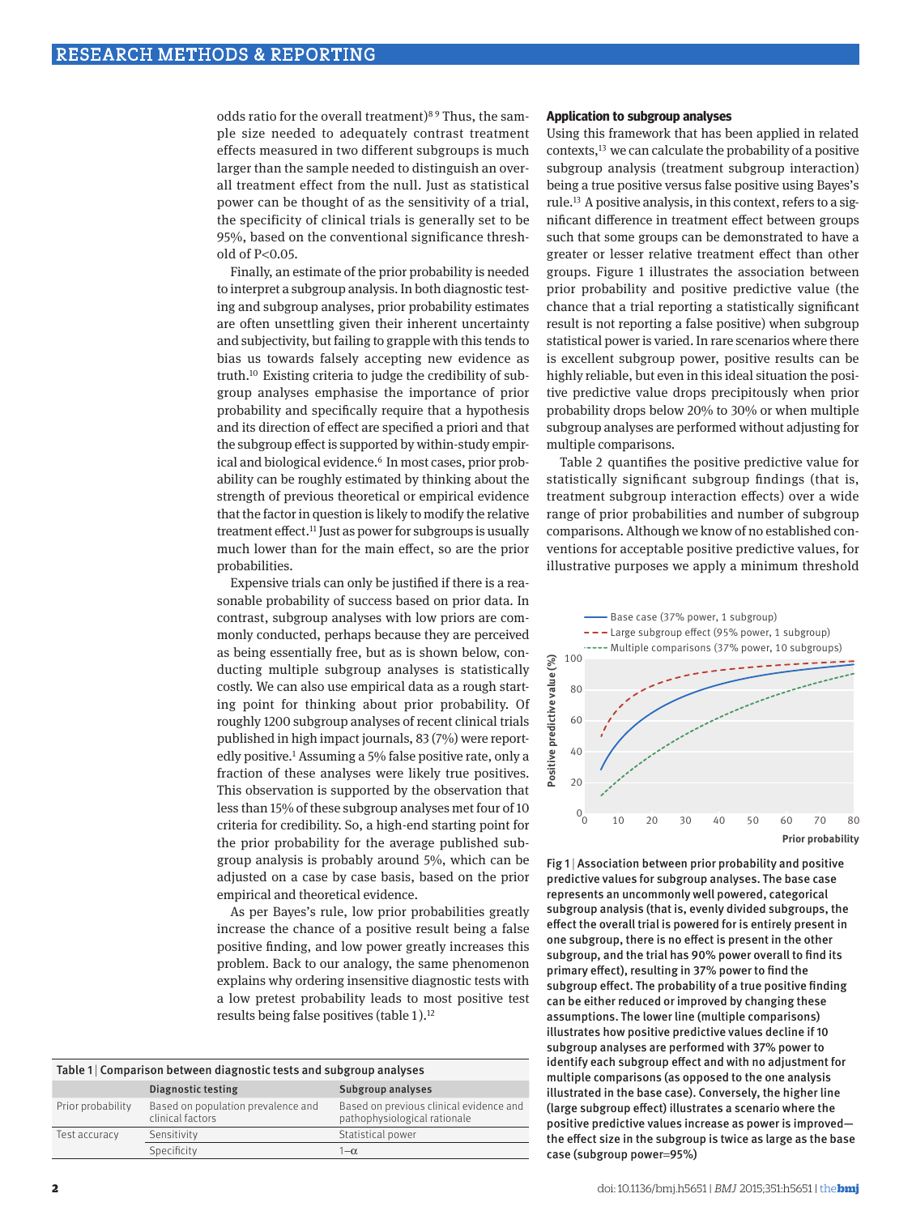odds ratio for the overall treatment)[8,9] Thus, the sample size needed to adequately contrast treatment effects measured in two different subgroups is much larger than the sample needed to distinguish an overall treatment effect from the null. Just as statistical power can be thought of as the sensitivity of a trial, the specificity of clinical trials is generally set to be 95%, based on the conventional significance threshold of $P<0.05$.

Finally, an estimate of the prior probability is needed to interpret a subgroup analysis. In both diagnostic testing and subgroup analyses, prior probability estimates are often unsettling given their inherent uncertainty and subjectivity, but failing to grapple with this tends to bias us towards falsely accepting new evidence as truth.[10] Existing criteria to judge the credibility of subgroup analyses emphasise the importance of prior probability and specifically require that a hypothesis and its direction of effect are specified a priori and that the subgroup effect is supported by within-study empirical and biological evidence.[6] In most cases, prior probability can be roughly estimated by thinking about the strength of previous theoretical or empirical evidence that the factor in question is likely to modify the relative treatment effect.[11] Just as power for subgroups is usually much lower than for the main effect, so are the prior probabilities.

Expensive trials can only be justified if there is a reasonable probability of success based on prior data. In contrast, subgroup analyses with low priors are commonly conducted, perhaps because they are perceived as being essentially free, but as is shown below, conducting multiple subgroup analyses is statistically costly. We can also use empirical data as a rough starting point for thinking about prior probability. Of roughly 1200 subgroup analyses of recent clinical trials published in high impact journals, 83 (7%) were reportedly positive.[1] Assuming a 5% false positive rate, only a fraction of these analyses were likely true positives. This observation is supported by the observation that less than 15% of these subgroup analyses met four of 10 criteria for credibility. So, a high-end starting point for the prior probability for the average published subgroup analysis is probably around 5%, which can be adjusted on a case by case basis, based on the prior empirical and theoretical evidence.

As per Bayes's rule, low prior probabilities greatly increase the chance of a positive result being a false positive finding, and low power greatly increases this problem. Back to our analogy, the same phenomenon explains why ordering insensitive diagnostic tests with a low pretest probability leads to most positive test results being false positives (table 1).[12]

**Table 1 | Comparison between diagnostic tests and subgroup analyses**

| | Diagnostic testing | Subgroup analyses |
|---|---|---|
| Prior probability | Based on population prevalence and clinical factors | Based on previous clinical evidence and pathophysiological rationale |
| Test accuracy | Sensitivity | Statistical power |
| | Specificity | $1-\alpha$ |

### Application to subgroup analyses

Using this framework that has been applied in related contexts,[13] we can calculate the probability of a positive subgroup analysis (treatment subgroup interaction) being a true positive versus false positive using Bayes's rule.[13] A positive analysis, in this context, refers to a significant difference in treatment effect between groups such that some groups can be demonstrated to have a greater or lesser relative treatment effect than other groups. Figure 1 illustrates the association between prior probability and positive predictive value (the chance that a trial reporting a statistically significant result is not reporting a false positive) when subgroup statistical power is varied. In rare scenarios where there is excellent subgroup power, positive results can be highly reliable, but even in this ideal situation the positive predictive value drops precipitously when prior probability drops below 20% to 30% or when multiple subgroup analyses are performed without adjusting for multiple comparisons.

Table 2 quantifies the positive predictive value for statistically significant subgroup findings (that is, treatment subgroup interaction effects) over a wide range of prior probabilities and number of subgroup comparisons. Although we know of no established conventions for acceptable positive predictive values, for illustrative purposes we apply a minimum threshold

Fig 1 | Association between prior probability and positive predictive values for subgroup analyses. The base case represents an uncommonly well powered, categorical subgroup analysis (that is, evenly divided subgroups, the effect the overall trial is powered for is entirely present in one subgroup, there is no effect is present in the other subgroup, and the trial has 90% power overall to find its primary effect), resulting in 37% power to find the subgroup effect. The probability of a true positive finding can be either reduced or improved by changing these assumptions. The lower line (multiple comparisons) illustrates how positive predictive values decline if 10 subgroup analyses are performed with 37% power to identify each subgroup effect and with no adjustment for multiple comparisons (as opposed to the one analysis illustrated in the base case). Conversely, the higher line (large subgroup effect) illustrates a scenario where the positive predictive values increase as power is improved—the effect size in the subgroup is twice as large as the base case (subgroup power=95%)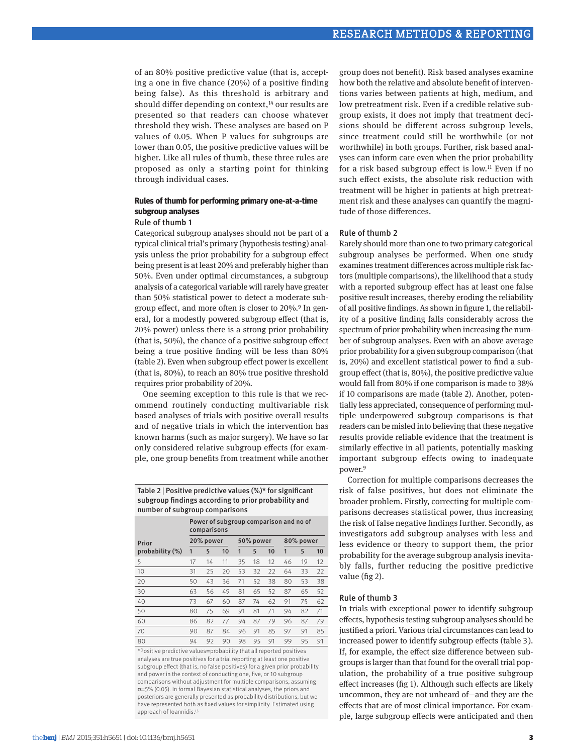of an 80% positive predictive value (that is, accepting a one in five chance (20%) of a positive finding being false). As this threshold is arbitrary and should differ depending on context,[14] our results are presented so that readers can choose whatever threshold they wish. These analyses are based on P values of 0.05. When P values for subgroups are lower than 0.05, the positive predictive values will be higher. Like all rules of thumb, these three rules are proposed as only a starting point for thinking through individual cases.

## Rules of thumb for performing primary one-at-a-time subgroup analyses

### Rule of thumb 1

Categorical subgroup analyses should not be part of a typical clinical trial's primary (hypothesis testing) analysis unless the prior probability for a subgroup effect being present is at least 20% and preferably higher than 50%. Even under optimal circumstances, a subgroup analysis of a categorical variable will rarely have greater than 50% statistical power to detect a moderate subgroup effect, and more often is closer to 20%.[9] In general, for a modestly powered subgroup effect (that is, 20% power) unless there is a strong prior probability (that is, 50%), the chance of a positive subgroup effect being a true positive finding will be less than 80% (table 2). Even when subgroup effect power is excellent (that is, 80%), to reach an 80% true positive threshold requires prior probability of 20%.

One seeming exception to this rule is that we recommend routinely conducting multivariable risk based analyses of trials with positive overall results and of negative trials in which the intervention has known harms (such as major surgery). We have so far only considered relative subgroup effects (for example, one group benefits from treatment while another group does not benefit). Risk based analyses examine how both the relative and absolute benefit of interventions varies between patients at high, medium, and low pretreatment risk. Even if a credible relative subgroup exists, it does not imply that treatment decisions should be different across subgroup levels, since treatment could still be worthwhile (or not worthwhile) in both groups. Further, risk based analyses can inform care even when the prior probability for a risk based subgroup effect is low.[11] Even if no such effect exists, the absolute risk reduction with treatment will be higher in patients at high pretreatment risk and these analyses can quantify the magnitude of those differences.

Table 2 | Positive predictive values (%)* for significant subgroup findings according to prior probability and number of subgroup comparisons

| Prior probability (%) | Power of subgroup comparison and no of comparisons | | | | | | | | |
|---|---|---|---|---|---|---|---|---|---|
| | 20% power | | | 50% power | | | 80% power | | |
| | 1 | 5 | 10 | 1 | 5 | 10 | 1 | 5 | 10 |
| 5 | 17 | 14 | 11 | 35 | 18 | 12 | 46 | 19 | 12 |
| 10 | 31 | 25 | 20 | 53 | 32 | 22 | 64 | 33 | 22 |
| 20 | 50 | 43 | 36 | 71 | 52 | 38 | 80 | 53 | 38 |
| 30 | 63 | 56 | 49 | 81 | 65 | 52 | 87 | 65 | 52 |
| 40 | 73 | 67 | 60 | 87 | 74 | 62 | 91 | 75 | 62 |
| 50 | 80 | 75 | 69 | 91 | 81 | 71 | 94 | 82 | 71 |
| 60 | 86 | 82 | 77 | 94 | 87 | 79 | 96 | 87 | 79 |
| 70 | 90 | 87 | 84 | 96 | 91 | 85 | 97 | 91 | 85 |
| 80 | 94 | 92 | 90 | 98 | 95 | 91 | 99 | 95 | 91 |

*Positive predictive values=probability that all reported positives analyses are true positives for a trial reporting at least one positive subgroup effect (that is, no false positives) for a given prior probability and power in the context of conducting one, five, or 10 subgroup comparisons without adjustment for multiple comparisons, assuming $\alpha$=5% (0.05). In formal Bayesian statistical analyses, the priors and posteriors are generally presented as probability distributions, but we have represented both as fixed values for simplicity. Estimated using approach of Ioannidis.[13]

### Rule of thumb 2

Rarely should more than one to two primary categorical subgroup analyses be performed. When one study examines treatment differences across multiple risk factors (multiple comparisons), the likelihood that a study with a reported subgroup effect has at least one false positive result increases, thereby eroding the reliability of all positive findings. As shown in figure 1, the reliability of a positive finding falls considerably across the spectrum of prior probability when increasing the number of subgroup analyses. Even with an above average prior probability for a given subgroup comparison (that is, 20%) and excellent statistical power to find a subgroup effect (that is, 80%), the positive predictive value would fall from 80% if one comparison is made to 38% if 10 comparisons are made (table 2). Another, potentially less appreciated, consequence of performing multiple underpowered subgroup comparisons is that readers can be misled into believing that these negative results provide reliable evidence that the treatment is similarly effective in all patients, potentially masking important subgroup effects owing to inadequate power.[9]

Correction for multiple comparisons decreases the risk of false positives, but does not eliminate the broader problem. Firstly, correcting for multiple comparisons decreases statistical power, thus increasing the risk of false negative findings further. Secondly, as investigators add subgroup analyses with less and less evidence or theory to support them, the prior probability for the average subgroup analysis inevitably falls, further reducing the positive predictive value (fig 2).

### Rule of thumb 3

In trials with exceptional power to identify subgroup effects, hypothesis testing subgroup analyses should be justified a priori. Various trial circumstances can lead to increased power to identify subgroup effects (table 3). If, for example, the effect size difference between subgroups is larger than that found for the overall trial population, the probability of a true positive subgroup effect increases (fig 1). Although such effects are likely uncommon, they are not unheard of—and they are the effects that are of most clinical importance. For example, large subgroup effects were anticipated and then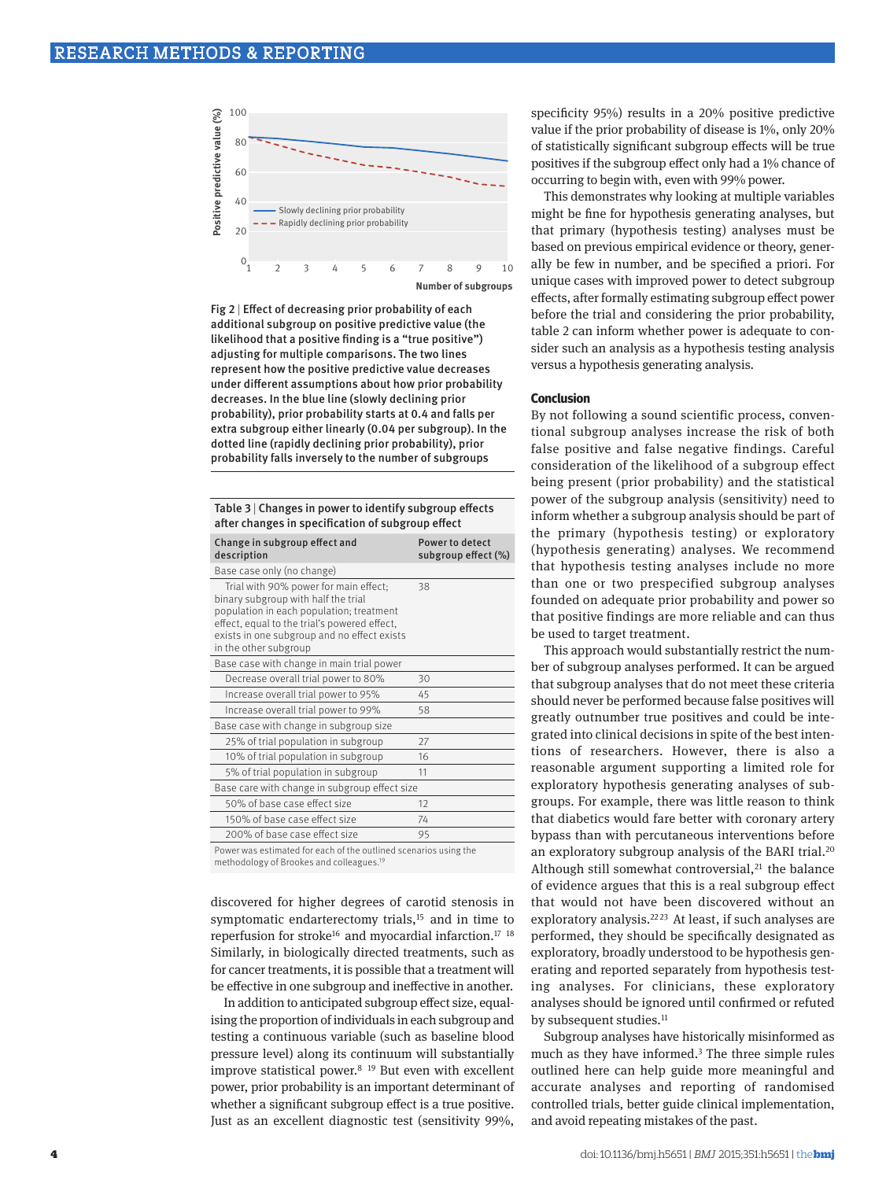Positive predictive value (%)

100

80

60

40

20

0

1 2 3 4 5 6 7 8 9 10

Number of subgroups

Slowly declining prior probability

Rapidly declining prior probability

Fig 2 | Effect of decreasing prior probability of each additional subgroup on positive predictive value (the likelihood that a positive finding is a "true positive") adjusting for multiple comparisons. The two lines represent how the positive predictive value decreases under different assumptions about how prior probability decreases. In the blue line (slowly declining prior probability), prior probability starts at 0.4 and falls per extra subgroup either linearly (0.04 per subgroup). In the dotted line (rapidly declining prior probability), prior probability falls inversely to the number of subgroups

Table 3 | Changes in power to identify subgroup effects after changes in specification of subgroup effect

| Change in subgroup effect and description | Power to detect subgroup effect (%) |
|---|---|
| Base case only (no change) | |
| Trial with 90% power for main effect; binary subgroup with half the trial population in each population; treatment effect, equal to the trial's powered effect, exists in one subgroup and no effect exists in the other subgroup | 38 |
| Base case with change in main trial power | |
| Decrease overall trial power to 80% | 30 |
| Increase overall trial power to 95% | 45 |
| Increase overall trial power to 99% | 58 |
| Base case with change in subgroup size | |
| 25% of trial population in subgroup | 27 |
| 10% of trial population in subgroup | 16 |
| 5% of trial population in subgroup | 11 |
| Base care with change in subgroup effect size | |
| 50% of base case effect size | 12 |
| 150% of base case effect size | 74 |
| 200% of base case effect size | 95 |

Power was estimated for each of the outlined scenarios using the methodology of Brookes and colleagues.[19]

discovered for higher degrees of carotid stenosis in symptomatic endarterectomy trials,[15] and in time to reperfusion for stroke[16] and myocardial infarction.[17] [18] Similarly, in biologically directed treatments, such as for cancer treatments, it is possible that a treatment will be effective in one subgroup and ineffective in another.

In addition to anticipated subgroup effect size, equalising the proportion of individuals in each subgroup and testing a continuous variable (such as baseline blood pressure level) along its continuum will substantially improve statistical power.[8] [19] But even with excellent power, prior probability is an important determinant of whether a significant subgroup effect is a true positive. Just as an excellent diagnostic test (sensitivity 99%, specificity 95%) results in a 20% positive predictive value if the prior probability of disease is 1%, only 20% of statistically significant subgroup effects will be true positives if the subgroup effect only had a 1% chance of occurring to begin with, even with 99% power.

This demonstrates why looking at multiple variables might be fine for hypothesis generating analyses, but that primary (hypothesis testing) analyses must be based on previous empirical evidence or theory, generally be few in number, and be specified a priori. For unique cases with improved power to detect subgroup effects, after formally estimating subgroup effect power before the trial and considering the prior probability, table 2 can inform whether power is adequate to consider such an analysis as a hypothesis testing analysis versus a hypothesis generating analysis.

## Conclusion

By not following a sound scientific process, conventional subgroup analyses increase the risk of both false positive and false negative findings. Careful consideration of the likelihood of a subgroup effect being present (prior probability) and the statistical power of the subgroup analysis (sensitivity) need to inform whether a subgroup analysis should be part of the primary (hypothesis testing) or exploratory (hypothesis generating) analyses. We recommend that hypothesis testing analyses include no more than one or two prespecified subgroup analyses founded on adequate prior probability and power so that positive findings are more reliable and can thus be used to target treatment.

This approach would substantially restrict the number of subgroup analyses performed. It can be argued that subgroup analyses that do not meet these criteria should never be performed because false positives will greatly outnumber true positives and could be integrated into clinical decisions in spite of the best intentions of researchers. However, there is also a reasonable argument supporting a limited role for exploratory hypothesis generating analyses of subgroups. For example, there was little reason to think that diabetics would fare better with coronary artery bypass than with percutaneous interventions before an exploratory subgroup analysis of the BARI trial.[20] Although still somewhat controversial,[21] the balance of evidence argues that this is a real subgroup effect that would not have been discovered without an exploratory analysis.[22 23] At least, if such analyses are performed, they should be specifically designated as exploratory, broadly understood to be hypothesis generating and reported separately from hypothesis testing analyses. For clinicians, these exploratory analyses should be ignored until confirmed or refuted by subsequent studies.[11]

Subgroup analyses have historically misinformed as much as they have informed.[3] The three simple rules outlined here can help guide more meaningful and accurate analyses and reporting of randomised controlled trials, better guide clinical implementation, and avoid repeating mistakes of the past.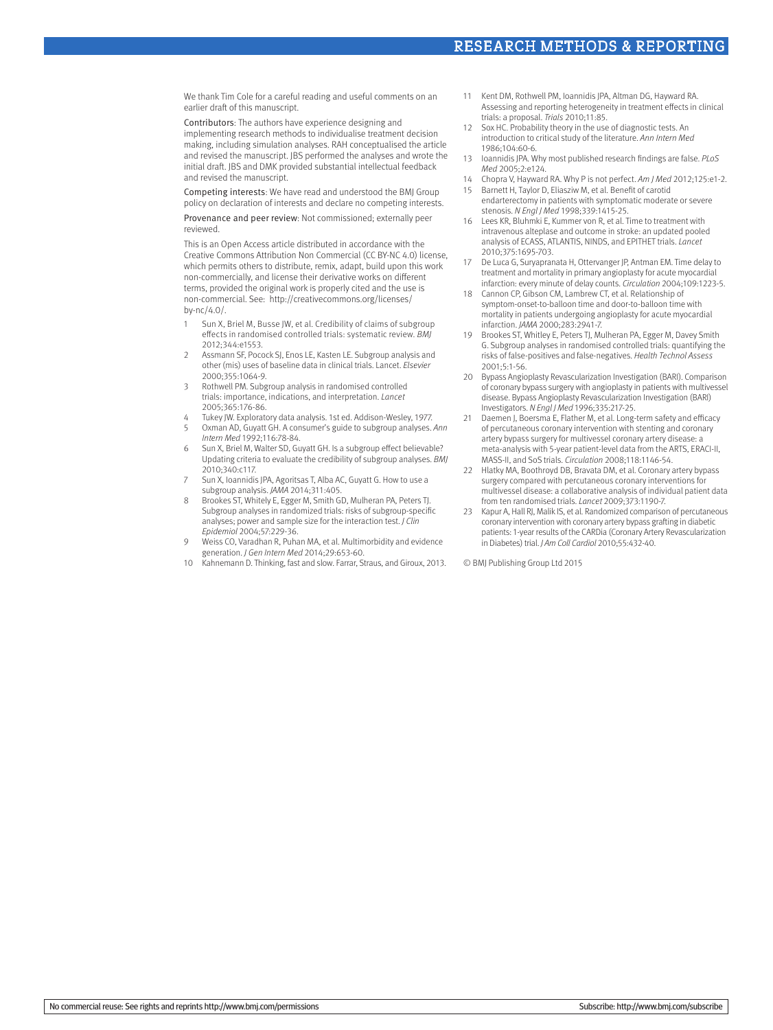We thank Tim Cole for a careful reading and useful comments on an earlier draft of this manuscript.

Contributors: The authors have experience designing and implementing research methods to individualise treatment decision making, including simulation analyses. RAH conceptualised the article and revised the manuscript. JBS performed the analyses and wrote the initial draft. JBS and DMK provided substantial intellectual feedback and revised the manuscript.

Competing interests: We have read and understood the BMJ Group policy on declaration of interests and declare no competing interests.

Provenance and peer review: Not commissioned; externally peer reviewed.

This is an Open Access article distributed in accordance with the Creative Commons Attribution Non Commercial (CC BY-NC 4.0) license, which permits others to distribute, remix, adapt, build upon this work non-commercially, and license their derivative works on different terms, provided the original work is properly cited and the use is non-commercial. See: http://creativecommons.org/licenses/by-nc/4.0/.

1. Sun X, Briel M, Busse JW, et al. Credibility of claims of subgroup effects in randomised controlled trials: systematic review. *BMJ* 2012;344:e1553.
2. Assmann SF, Pocock SJ, Enos LE, Kasten LE. Subgroup analysis and other (mis) uses of baseline data in clinical trials. Lancet. *Elsevier* 2000;355:1064-9.
3. Rothwell PM. Subgroup analysis in randomised controlled trials: importance, indications, and interpretation. *Lancet* 2005;365:176-86.
4. Tukey JW. Exploratory data analysis. 1st ed. Addison-Wesley, 1977.
5. Oxman AD, Guyatt GH. A consumer's guide to subgroup analyses. *Ann Intern Med* 1992;116:78-84.
6. Sun X, Briel M, Walter SD, Guyatt GH. Is a subgroup effect believable? Updating criteria to evaluate the credibility of subgroup analyses. *BMJ* 2010;340:c117.
7. Sun X, Ioannidis JPA, Agoritsas T, Alba AC, Guyatt G. How to use a subgroup analysis. *JAMA* 2014;311:405.
8. Brookes ST, Whitely E, Egger M, Smith GD, Mulheran PA, Peters TJ. Subgroup analyses in randomized trials: risks of subgroup-specific analyses; power and sample size for the interaction test. *J Clin Epidemiol* 2004;57:229-36.
9. Weiss CO, Varadhan R, Puhan MA, et al. Multimorbidity and evidence generation. *J Gen Intern Med* 2014;29:653-60.
10. Kahnemann D. Thinking, fast and slow. Farrar, Straus, and Giroux, 2013.
11. Kent DM, Rothwell PM, Ioannidis JPA, Altman DG, Hayward RA. Assessing and reporting heterogeneity in treatment effects in clinical trials: a proposal. *Trials* 2010;11:85.
12. Sox HC. Probability theory in the use of diagnostic tests. An introduction to critical study of the literature. *Ann Intern Med* 1986;104:60-6.
13. Ioannidis JPA. Why most published research findings are false. *PLoS Med* 2005;2:e124.
14. Chopra V, Hayward RA. Why P is not perfect. *Am J Med* 2012;125:e1-2.
15. Barnett H, Taylor D, Eliasziw M, et al. Benefit of carotid endarterectomy in patients with symptomatic moderate or severe stenosis. *N Engl J Med* 1998;339:1415-25.
16. Lees KR, Bluhmki E, Kummer von R, et al. Time to treatment with intravenous alteplase and outcome in stroke: an updated pooled analysis of ECASS, ATLANTIS, NINDS, and EPITHET trials. *Lancet* 2010;375:1695-703.
17. De Luca G, Suryapranata H, Ottervanger JP, Antman EM. Time delay to treatment and mortality in primary angioplasty for acute myocardial infarction: every minute of delay counts. *Circulation* 2004;109:1223-5.
18. Cannon CP, Gibson CM, Lambrew CT, et al. Relationship of symptom-onset-to-balloon time and door-to-balloon time with mortality in patients undergoing angioplasty for acute myocardial infarction. *JAMA* 2000;283:2941-7.
19. Brookes ST, Whitley E, Peters TJ, Mulheran PA, Egger M, Davey Smith G. Subgroup analyses in randomised controlled trials: quantifying the risks of false-positives and false-negatives. *Health Technol Assess* 2001;5:1-56.
20. Bypass Angioplasty Revascularization Investigation (BARI). Comparison of coronary bypass surgery with angioplasty in patients with multivessel disease. Bypass Angioplasty Revascularization Investigation (BARI) Investigators. *N Engl J Med* 1996;335:217-25.
21. Daemen J, Boersma E, Flather M, et al. Long-term safety and efficacy of percutaneous coronary intervention with stenting and coronary artery bypass surgery for multivessel coronary artery disease: a meta-analysis with 5-year patient-level data from the ARTS, ERACI-II, MASS-II, and SoS trials. *Circulation* 2008;118:1146-54.
22. Hlatky MA, Boothroyd DB, Bravata DM, et al. Coronary artery bypass surgery compared with percutaneous coronary interventions for multivessel disease: a collaborative analysis of individual patient data from ten randomised trials. *Lancet* 2009;373:1190-7.
23. Kapur A, Hall RJ, Malik IS, et al. Randomized comparison of percutaneous coronary intervention with coronary artery bypass grafting in diabetic patients: 1-year results of the CARDia (Coronary Artery Revascularization in Diabetes) trial. *J Am Coll Cardiol* 2010;55:432-40.

© BMJ Publishing Group Ltd 2015